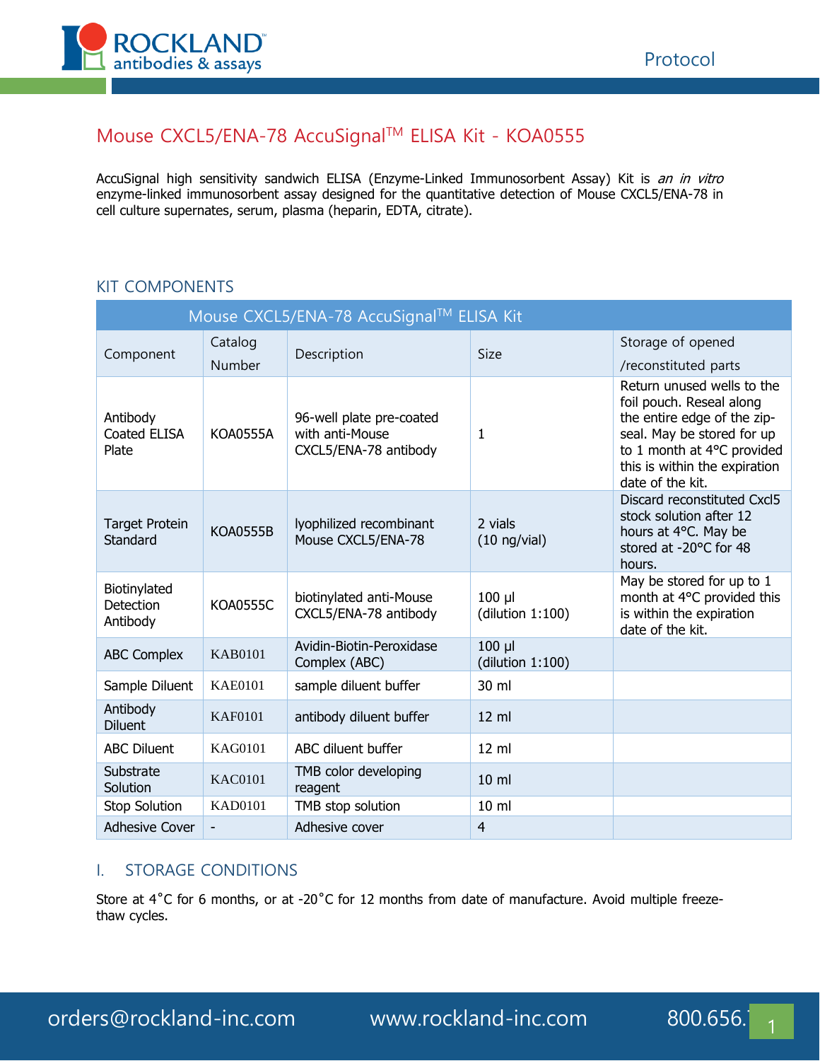# Mouse CXCL5/ENA-78 AccuSignal™ ELISA Kit - KOA0555

AccuSignal high sensitivity sandwich ELISA (Enzyme-Linked Immunosorbent Assay) Kit is *an in vitro* enzyme-linked immunosorbent assay designed for the quantitative detection of Mouse CXCL5/ENA-78 in cell culture supernates, serum, plasma (heparin, EDTA, citrate).

## KIT COMPONENTS

| Mouse CXCL5/ENA-78 AccuSignal™ ELISA Kit | | | | |
|---|---|---|---|---|
| Component | Catalog Number | Description | Size | Storage of opened /reconstituted parts |
| Antibody Coated ELISA Plate | KOA0555A | 96-well plate pre-coated with anti-Mouse CXCL5/ENA-78 antibody | 1 | Return unused wells to the foil pouch. Reseal along the entire edge of the zip-seal. May be stored for up to 1 month at 4°C provided this is within the expiration date of the kit. |
| Target Protein Standard | KOA0555B | lyophilized recombinant Mouse CXCL5/ENA-78 | 2 vials (10 ng/vial) | Discard reconstituted Cxcl5 stock solution after 12 hours at 4°C. May be stored at -20°C for 48 hours. |
| Biotinylated Detection Antibody | KOA0555C | biotinylated anti-Mouse CXCL5/ENA-78 antibody | 100 µl (dilution 1:100) | May be stored for up to 1 month at 4°C provided this is within the expiration date of the kit. |
| ABC Complex | KAB0101 | Avidin-Biotin-Peroxidase Complex (ABC) | 100 µl (dilution 1:100) | |
| Sample Diluent | KAE0101 | sample diluent buffer | 30 ml | |
| Antibody Diluent | KAF0101 | antibody diluent buffer | 12 ml | |
| ABC Diluent | KAG0101 | ABC diluent buffer | 12 ml | |
| Substrate Solution | KAC0101 | TMB color developing reagent | 10 ml | |
| Stop Solution | KAD0101 | TMB stop solution | 10 ml | |
| Adhesive Cover | - | Adhesive cover | 4 | |

## I. STORAGE CONDITIONS

Store at 4˚C for 6 months, or at -20˚C for 12 months from date of manufacture. Avoid multiple freeze-thaw cycles.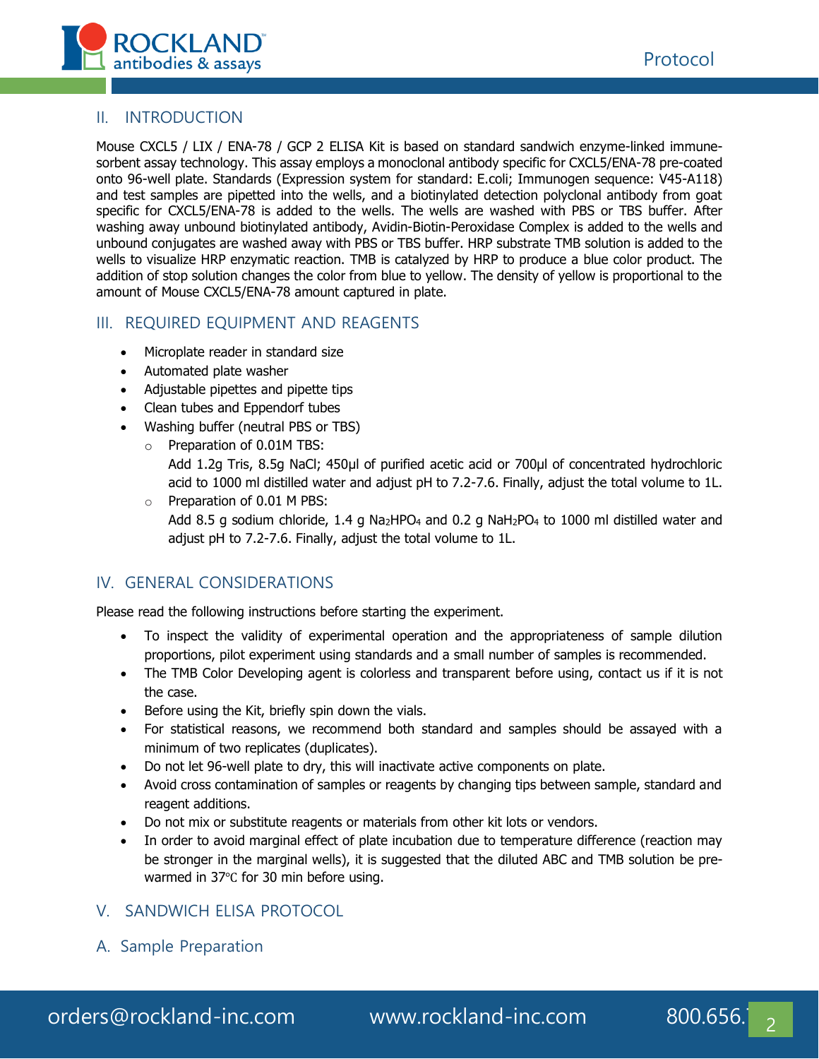## II. INTRODUCTION

Mouse CXCL5 / LIX / ENA-78 / GCP 2 ELISA Kit is based on standard sandwich enzyme-linked immune-sorbent assay technology. This assay employs a monoclonal antibody specific for CXCL5/ENA-78 pre-coated onto 96-well plate. Standards (Expression system for standard: E.coli; Immunogen sequence: V45-A118) and test samples are pipetted into the wells, and a biotinylated detection polyclonal antibody from goat specific for CXCL5/ENA-78 is added to the wells. The wells are washed with PBS or TBS buffer. After washing away unbound biotinylated antibody, Avidin-Biotin-Peroxidase Complex is added to the wells and unbound conjugates are washed away with PBS or TBS buffer. HRP substrate TMB solution is added to the wells to visualize HRP enzymatic reaction. TMB is catalyzed by HRP to produce a blue color product. The addition of stop solution changes the color from blue to yellow. The density of yellow is proportional to the amount of Mouse CXCL5/ENA-78 amount captured in plate.

## III. REQUIRED EQUIPMENT AND REAGENTS

- Microplate reader in standard size
- Automated plate washer
- Adjustable pipettes and pipette tips
- Clean tubes and Eppendorf tubes
- Washing buffer (neutral PBS or TBS)
  - Preparation of 0.01M TBS:
    Add 1.2g Tris, 8.5g NaCl; 450μl of purified acetic acid or 700μl of concentrated hydrochloric acid to 1000 ml distilled water and adjust pH to 7.2-7.6. Finally, adjust the total volume to 1L.
  - Preparation of 0.01 M PBS:
    Add 8.5 g sodium chloride, 1.4 g $Na_2HPO_4$ and 0.2 g $NaH_2PO_4$ to 1000 ml distilled water and adjust pH to 7.2-7.6. Finally, adjust the total volume to 1L.

## IV. GENERAL CONSIDERATIONS

Please read the following instructions before starting the experiment.

- To inspect the validity of experimental operation and the appropriateness of sample dilution proportions, pilot experiment using standards and a small number of samples is recommended.
- The TMB Color Developing agent is colorless and transparent before using, contact us if it is not the case.
- Before using the Kit, briefly spin down the vials.
- For statistical reasons, we recommend both standard and samples should be assayed with a minimum of two replicates (duplicates).
- Do not let 96-well plate to dry, this will inactivate active components on plate.
- Avoid cross contamination of samples or reagents by changing tips between sample, standard and reagent additions.
- Do not mix or substitute reagents or materials from other kit lots or vendors.
- In order to avoid marginal effect of plate incubation due to temperature difference (reaction may be stronger in the marginal wells), it is suggested that the diluted ABC and TMB solution be pre-warmed in 37℃ for 30 min before using.

## V. SANDWICH ELISA PROTOCOL

### A. Sample Preparation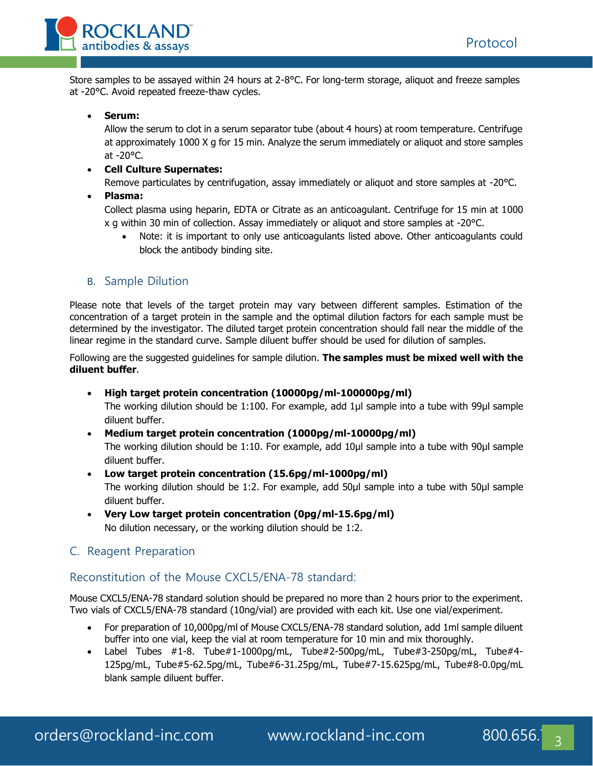Store samples to be assayed within 24 hours at 2-8°C. For long-term storage, aliquot and freeze samples at -20°C. Avoid repeated freeze-thaw cycles.

- **Serum:**
  Allow the serum to clot in a serum separator tube (about 4 hours) at room temperature. Centrifuge at approximately 1000 X g for 15 min. Analyze the serum immediately or aliquot and store samples at -20°C.
- **Cell Culture Supernates:**
  Remove particulates by centrifugation, assay immediately or aliquot and store samples at -20°C.
- **Plasma:**
  Collect plasma using heparin, EDTA or Citrate as an anticoagulant. Centrifuge for 15 min at 1000 x g within 30 min of collection. Assay immediately or aliquot and store samples at -20°C.
  - Note: it is important to only use anticoagulants listed above. Other anticoagulants could block the antibody binding site.

## B. Sample Dilution

Please note that levels of the target protein may vary between different samples. Estimation of the concentration of a target protein in the sample and the optimal dilution factors for each sample must be determined by the investigator. The diluted target protein concentration should fall near the middle of the linear regime in the standard curve. Sample diluent buffer should be used for dilution of samples.

Following are the suggested guidelines for sample dilution. **The samples must be mixed well with the diluent buffer**.

- **High target protein concentration (10000pg/ml-100000pg/ml)**
  The working dilution should be 1:100. For example, add 1µl sample into a tube with 99µl sample diluent buffer.
- **Medium target protein concentration (1000pg/ml-10000pg/ml)**
  The working dilution should be 1:10. For example, add 10µl sample into a tube with 90µl sample diluent buffer.
- **Low target protein concentration (15.6pg/ml-1000pg/ml)**
  The working dilution should be 1:2. For example, add 50µl sample into a tube with 50µl sample diluent buffer.
- **Very Low target protein concentration (0pg/ml-15.6pg/ml)**
  No dilution necessary, or the working dilution should be 1:2.

## C. Reagent Preparation

### Reconstitution of the Mouse CXCL5/ENA-78 standard:

Mouse CXCL5/ENA-78 standard solution should be prepared no more than 2 hours prior to the experiment. Two vials of CXCL5/ENA-78 standard (10ng/vial) are provided with each kit. Use one vial/experiment.

- For preparation of 10,000pg/ml of Mouse CXCL5/ENA-78 standard solution, add 1ml sample diluent buffer into one vial, keep the vial at room temperature for 10 min and mix thoroughly.
- Label Tubes #1-8. Tube#1-1000pg/mL, Tube#2-500pg/mL, Tube#3-250pg/mL, Tube#4-125pg/mL, Tube#5-62.5pg/mL, Tube#6-31.25pg/mL, Tube#7-15.625pg/mL, Tube#8-0.0pg/mL blank sample diluent buffer.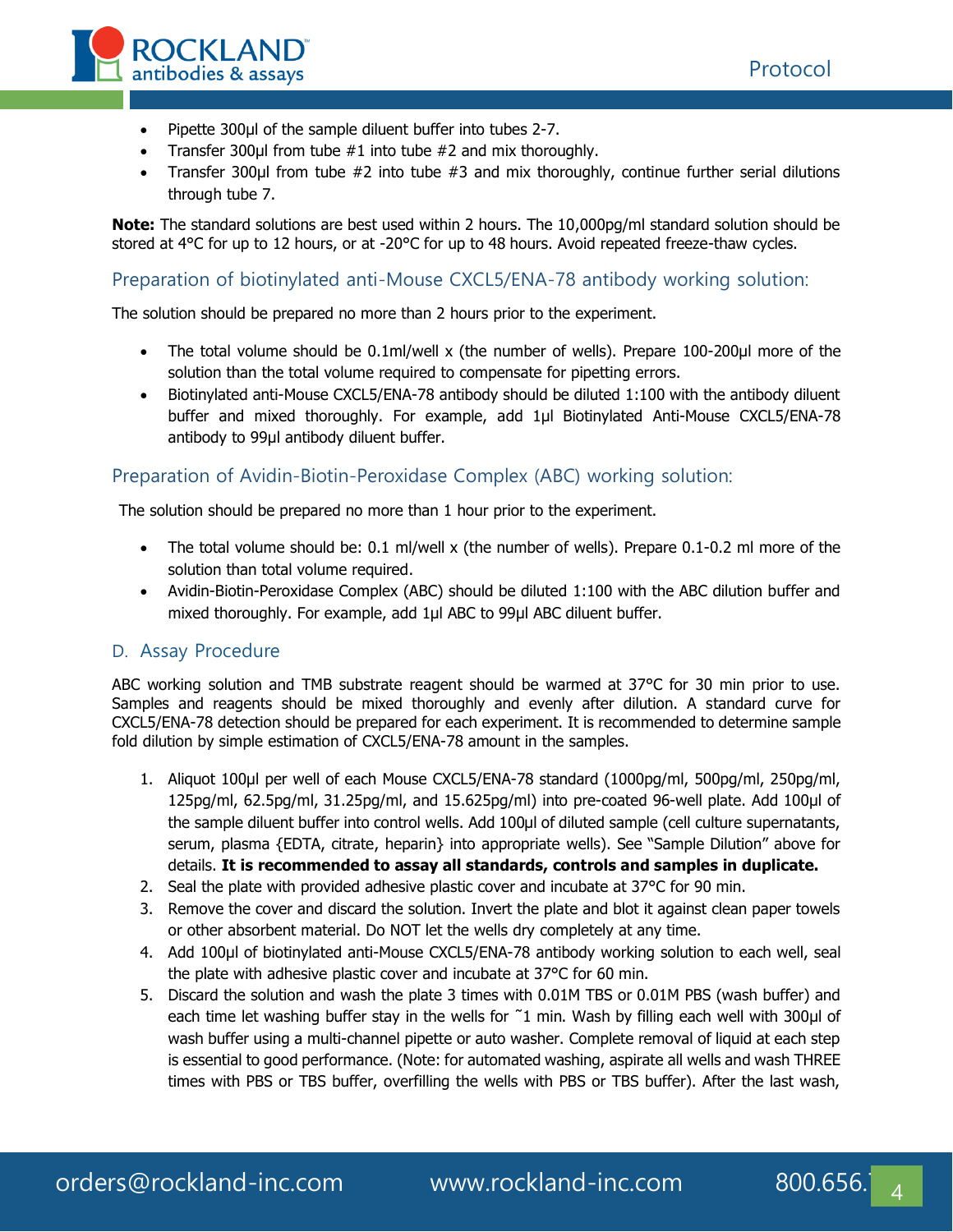- Pipette 300µl of the sample diluent buffer into tubes 2-7.
- Transfer 300µl from tube #1 into tube #2 and mix thoroughly.
- Transfer 300µl from tube #2 into tube #3 and mix thoroughly, continue further serial dilutions through tube 7.

**Note:** The standard solutions are best used within 2 hours. The 10,000pg/ml standard solution should be stored at 4°C for up to 12 hours, or at -20°C for up to 48 hours. Avoid repeated freeze-thaw cycles.

### Preparation of biotinylated anti-Mouse CXCL5/ENA-78 antibody working solution:

The solution should be prepared no more than 2 hours prior to the experiment.

- The total volume should be 0.1ml/well x (the number of wells). Prepare 100-200µl more of the solution than the total volume required to compensate for pipetting errors.
- Biotinylated anti-Mouse CXCL5/ENA-78 antibody should be diluted 1:100 with the antibody diluent buffer and mixed thoroughly. For example, add 1µl Biotinylated Anti-Mouse CXCL5/ENA-78 antibody to 99µl antibody diluent buffer.

### Preparation of Avidin-Biotin-Peroxidase Complex (ABC) working solution:

The solution should be prepared no more than 1 hour prior to the experiment.

- The total volume should be: 0.1 ml/well x (the number of wells). Prepare 0.1-0.2 ml more of the solution than total volume required.
- Avidin-Biotin-Peroxidase Complex (ABC) should be diluted 1:100 with the ABC dilution buffer and mixed thoroughly. For example, add 1µl ABC to 99µl ABC diluent buffer.

## D. Assay Procedure

ABC working solution and TMB substrate reagent should be warmed at 37°C for 30 min prior to use. Samples and reagents should be mixed thoroughly and evenly after dilution. A standard curve for CXCL5/ENA-78 detection should be prepared for each experiment. It is recommended to determine sample fold dilution by simple estimation of CXCL5/ENA-78 amount in the samples.

1. Aliquot 100µl per well of each Mouse CXCL5/ENA-78 standard (1000pg/ml, 500pg/ml, 250pg/ml, 125pg/ml, 62.5pg/ml, 31.25pg/ml, and 15.625pg/ml) into pre-coated 96-well plate. Add 100µl of the sample diluent buffer into control wells. Add 100µl of diluted sample (cell culture supernatants, serum, plasma {EDTA, citrate, heparin} into appropriate wells). See "Sample Dilution" above for details. **It is recommended to assay all standards, controls and samples in duplicate.**
2. Seal the plate with provided adhesive plastic cover and incubate at 37°C for 90 min.
3. Remove the cover and discard the solution. Invert the plate and blot it against clean paper towels or other absorbent material. Do NOT let the wells dry completely at any time.
4. Add 100µl of biotinylated anti-Mouse CXCL5/ENA-78 antibody working solution to each well, seal the plate with adhesive plastic cover and incubate at 37°C for 60 min.
5. Discard the solution and wash the plate 3 times with 0.01M TBS or 0.01M PBS (wash buffer) and each time let washing buffer stay in the wells for ˜1 min. Wash by filling each well with 300µl of wash buffer using a multi-channel pipette or auto washer. Complete removal of liquid at each step is essential to good performance. (Note: for automated washing, aspirate all wells and wash THREE times with PBS or TBS buffer, overfilling the wells with PBS or TBS buffer). After the last wash,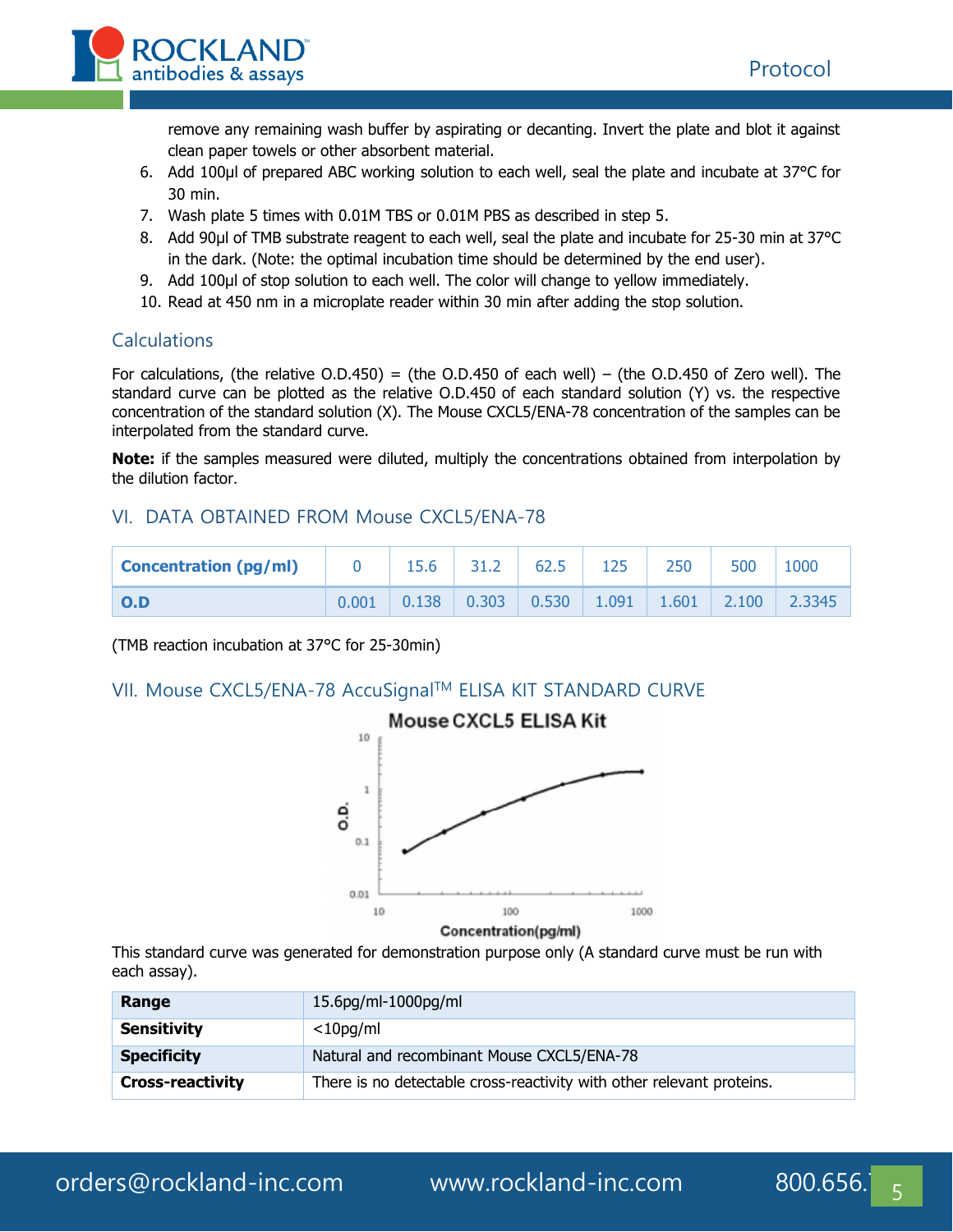remove any remaining wash buffer by aspirating or decanting. Invert the plate and blot it against clean paper towels or other absorbent material.

6. Add 100µl of prepared ABC working solution to each well, seal the plate and incubate at 37°C for 30 min.
7. Wash plate 5 times with 0.01M TBS or 0.01M PBS as described in step 5.
8. Add 90µl of TMB substrate reagent to each well, seal the plate and incubate for 25-30 min at 37°C in the dark. (Note: the optimal incubation time should be determined by the end user).
9. Add 100µl of stop solution to each well. The color will change to yellow immediately.
10. Read at 450 nm in a microplate reader within 30 min after adding the stop solution.

## Calculations

For calculations, (the relative O.D.450) = (the O.D.450 of each well) – (the O.D.450 of Zero well). The standard curve can be plotted as the relative O.D.450 of each standard solution (Y) vs. the respective concentration of the standard solution (X). The Mouse CXCL5/ENA-78 concentration of the samples can be interpolated from the standard curve.

**Note:** if the samples measured were diluted, multiply the concentrations obtained from interpolation by the dilution factor.

## VI. DATA OBTAINED FROM Mouse CXCL5/ENA-78

| Concentration (pg/ml) | 0 | 15.6 | 31.2 | 62.5 | 125 | 250 | 500 | 1000 |
|---|---|---|---|---|---|---|---|---|
| O.D | 0.001 | 0.138 | 0.303 | 0.530 | 1.091 | 1.601 | 2.100 | 2.3345 |

(TMB reaction incubation at 37°C for 25-30min)

## VII. Mouse CXCL5/ENA-78 AccuSignal™ ELISA KIT STANDARD CURVE

Mouse CXCL5 ELISA Kit

This standard curve was generated for demonstration purpose only (A standard curve must be run with each assay).

| Range | 15.6pg/ml-1000pg/ml |
|---|---|
| Sensitivity | <10pg/ml |
| Specificity | Natural and recombinant Mouse CXCL5/ENA-78 |
| Cross-reactivity | There is no detectable cross-reactivity with other relevant proteins. |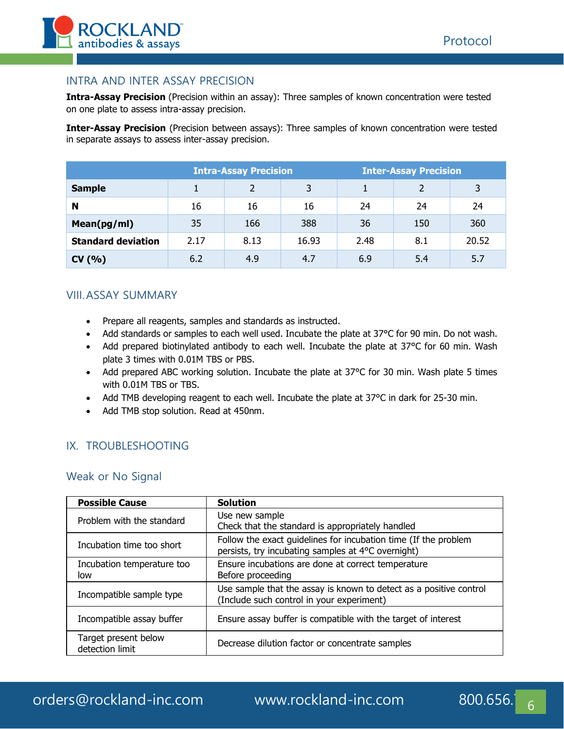## INTRA AND INTER ASSAY PRECISION

**Intra-Assay Precision** (Precision within an assay): Three samples of known concentration were tested on one plate to assess intra-assay precision.

**Inter-Assay Precision** (Precision between assays): Three samples of known concentration were tested in separate assays to assess inter-assay precision.

| | Intra-Assay Precision | | | Inter-Assay Precision | | |
|---|---|---|---|---|---|---|
| **Sample** | 1 | 2 | 3 | 1 | 2 | 3 |
| **N** | 16 | 16 | 16 | 24 | 24 | 24 |
| **Mean(pg/ml)** | 35 | 166 | 388 | 36 | 150 | 360 |
| **Standard deviation** | 2.17 | 8.13 | 16.93 | 2.48 | 8.1 | 20.52 |
| **CV (%)** | 6.2 | 4.9 | 4.7 | 6.9 | 5.4 | 5.7 |

## VIII. ASSAY SUMMARY

- Prepare all reagents, samples and standards as instructed.
- Add standards or samples to each well used. Incubate the plate at 37°C for 90 min. Do not wash.
- Add prepared biotinylated antibody to each well. Incubate the plate at 37°C for 60 min. Wash plate 3 times with 0.01M TBS or PBS.
- Add prepared ABC working solution. Incubate the plate at 37°C for 30 min. Wash plate 5 times with 0.01M TBS or TBS.
- Add TMB developing reagent to each well. Incubate the plate at 37°C in dark for 25-30 min.
- Add TMB stop solution. Read at 450nm.

## IX. TROUBLESHOOTING

### Weak or No Signal

| Possible Cause | Solution |
|---|---|
| Problem with the standard | Use new sample<br>Check that the standard is appropriately handled |
| Incubation time too short | Follow the exact guidelines for incubation time (If the problem persists, try incubating samples at 4°C overnight) |
| Incubation temperature too low | Ensure incubations are done at correct temperature<br>Before proceeding |
| Incompatible sample type | Use sample that the assay is known to detect as a positive control (Include such control in your experiment) |
| Incompatible assay buffer | Ensure assay buffer is compatible with the target of interest |
| Target present below detection limit | Decrease dilution factor or concentrate samples |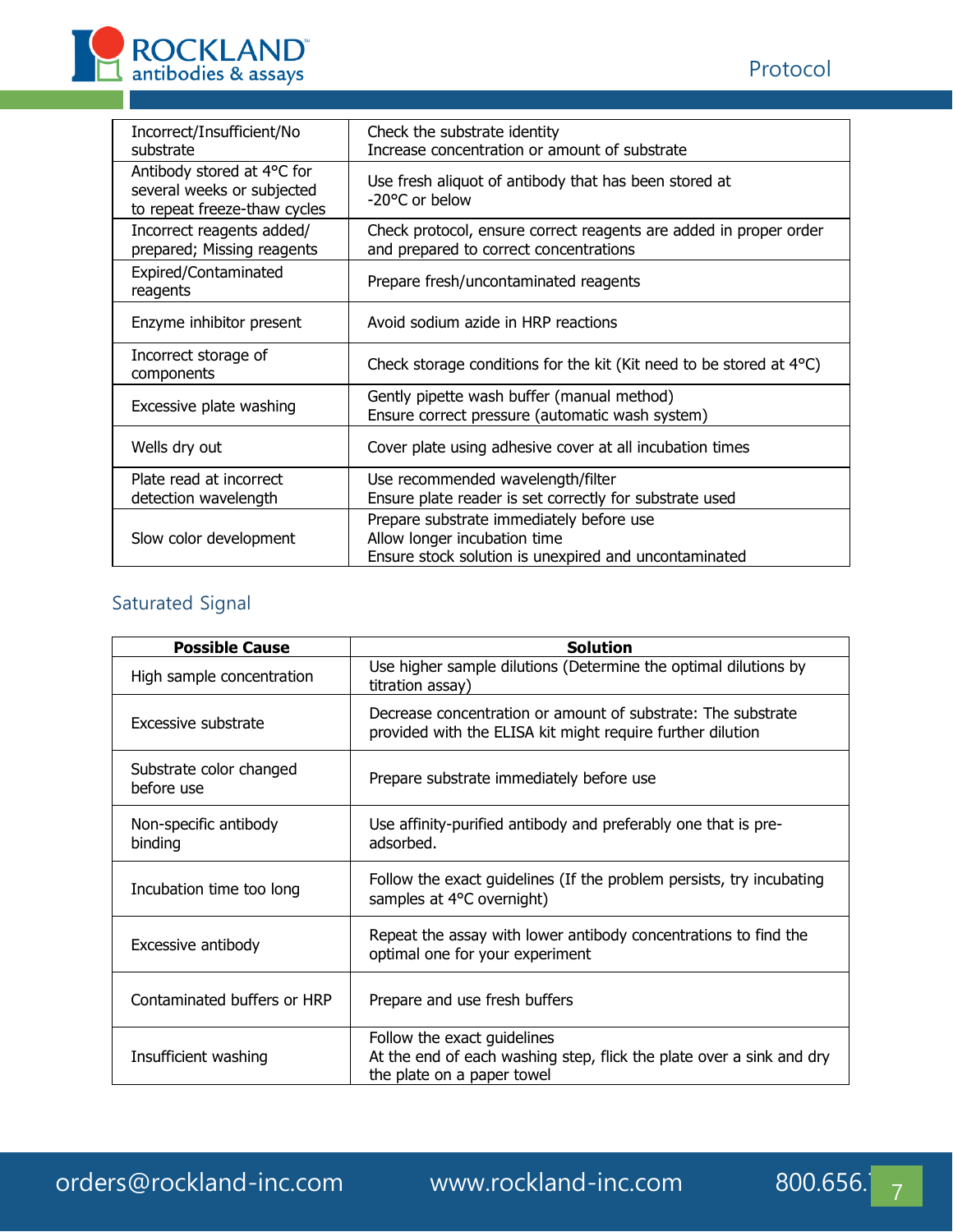| | |
|---|---|
| Incorrect/Insufficient/No substrate | Check the substrate identity<br>Increase concentration or amount of substrate |
| Antibody stored at 4°C for several weeks or subjected to repeat freeze-thaw cycles | Use fresh aliquot of antibody that has been stored at -20°C or below |
| Incorrect reagents added/ prepared; Missing reagents | Check protocol, ensure correct reagents are added in proper order and prepared to correct concentrations |
| Expired/Contaminated reagents | Prepare fresh/uncontaminated reagents |
| Enzyme inhibitor present | Avoid sodium azide in HRP reactions |
| Incorrect storage of components | Check storage conditions for the kit (Kit need to be stored at 4°C) |
| Excessive plate washing | Gently pipette wash buffer (manual method)<br>Ensure correct pressure (automatic wash system) |
| Wells dry out | Cover plate using adhesive cover at all incubation times |
| Plate read at incorrect detection wavelength | Use recommended wavelength/filter<br>Ensure plate reader is set correctly for substrate used |
| Slow color development | Prepare substrate immediately before use<br>Allow longer incubation time<br>Ensure stock solution is unexpired and uncontaminated |

## Saturated Signal

| Possible Cause | Solution |
|---|---|
| High sample concentration | Use higher sample dilutions (Determine the optimal dilutions by titration assay) |
| Excessive substrate | Decrease concentration or amount of substrate: The substrate provided with the ELISA kit might require further dilution |
| Substrate color changed before use | Prepare substrate immediately before use |
| Non-specific antibody binding | Use affinity-purified antibody and preferably one that is pre-adsorbed. |
| Incubation time too long | Follow the exact guidelines (If the problem persists, try incubating samples at 4°C overnight) |
| Excessive antibody | Repeat the assay with lower antibody concentrations to find the optimal one for your experiment |
| Contaminated buffers or HRP | Prepare and use fresh buffers |
| Insufficient washing | Follow the exact guidelines<br>At the end of each washing step, flick the plate over a sink and dry the plate on a paper towel |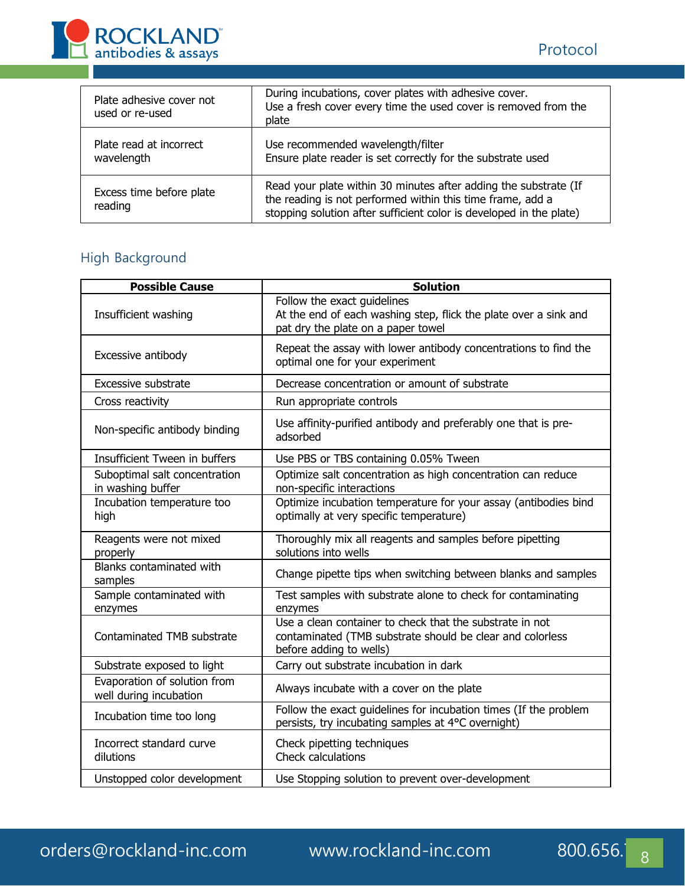| | |
|---|---|
| Plate adhesive cover not used or re-used | During incubations, cover plates with adhesive cover. Use a fresh cover every time the used cover is removed from the plate |
| Plate read at incorrect wavelength | Use recommended wavelength/filter Ensure plate reader is set correctly for the substrate used |
| Excess time before plate reading | Read your plate within 30 minutes after adding the substrate (If the reading is not performed within this time frame, add a stopping solution after sufficient color is developed in the plate) |

## High Background

| Possible Cause | Solution |
|---|---|
| Insufficient washing | Follow the exact guidelines At the end of each washing step, flick the plate over a sink and pat dry the plate on a paper towel |
| Excessive antibody | Repeat the assay with lower antibody concentrations to find the optimal one for your experiment |
| Excessive substrate | Decrease concentration or amount of substrate |
| Cross reactivity | Run appropriate controls |
| Non-specific antibody binding | Use affinity-purified antibody and preferably one that is pre-adsorbed |
| Insufficient Tween in buffers | Use PBS or TBS containing 0.05% Tween |
| Suboptimal salt concentration in washing buffer | Optimize salt concentration as high concentration can reduce non-specific interactions |
| Incubation temperature too high | Optimize incubation temperature for your assay (antibodies bind optimally at very specific temperature) |
| Reagents were not mixed properly | Thoroughly mix all reagents and samples before pipetting solutions into wells |
| Blanks contaminated with samples | Change pipette tips when switching between blanks and samples |
| Sample contaminated with enzymes | Test samples with substrate alone to check for contaminating enzymes |
| Contaminated TMB substrate | Use a clean container to check that the substrate in not contaminated (TMB substrate should be clear and colorless before adding to wells) |
| Substrate exposed to light | Carry out substrate incubation in dark |
| Evaporation of solution from well during incubation | Always incubate with a cover on the plate |
| Incubation time too long | Follow the exact guidelines for incubation times (If the problem persists, try incubating samples at 4°C overnight) |
| Incorrect standard curve dilutions | Check pipetting techniques Check calculations |
| Unstopped color development | Use Stopping solution to prevent over-development |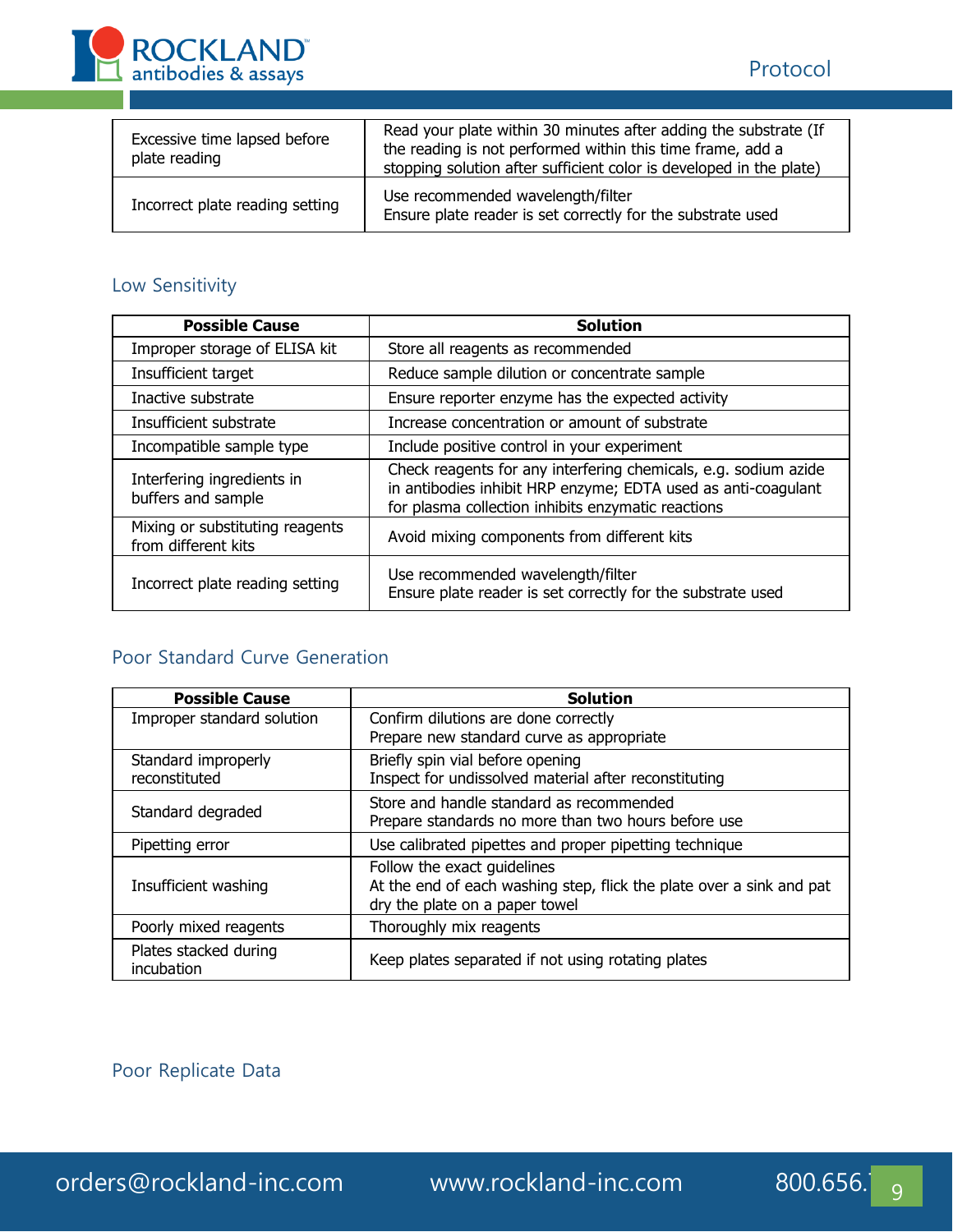| | |
|---|---|
| Excessive time lapsed before plate reading | Read your plate within 30 minutes after adding the substrate (If the reading is not performed within this time frame, add a stopping solution after sufficient color is developed in the plate) |
| Incorrect plate reading setting | Use recommended wavelength/filter<br>Ensure plate reader is set correctly for the substrate used |

## Low Sensitivity

| Possible Cause | Solution |
|---|---|
| Improper storage of ELISA kit | Store all reagents as recommended |
| Insufficient target | Reduce sample dilution or concentrate sample |
| Inactive substrate | Ensure reporter enzyme has the expected activity |
| Insufficient substrate | Increase concentration or amount of substrate |
| Incompatible sample type | Include positive control in your experiment |
| Interfering ingredients in buffers and sample | Check reagents for any interfering chemicals, e.g. sodium azide in antibodies inhibit HRP enzyme; EDTA used as anti-coagulant for plasma collection inhibits enzymatic reactions |
| Mixing or substituting reagents from different kits | Avoid mixing components from different kits |
| Incorrect plate reading setting | Use recommended wavelength/filter<br>Ensure plate reader is set correctly for the substrate used |

## Poor Standard Curve Generation

| Possible Cause | Solution |
|---|---|
| Improper standard solution | Confirm dilutions are done correctly<br>Prepare new standard curve as appropriate |
| Standard improperly reconstituted | Briefly spin vial before opening<br>Inspect for undissolved material after reconstituting |
| Standard degraded | Store and handle standard as recommended<br>Prepare standards no more than two hours before use |
| Pipetting error | Use calibrated pipettes and proper pipetting technique |
| Insufficient washing | Follow the exact guidelines<br>At the end of each washing step, flick the plate over a sink and pat dry the plate on a paper towel |
| Poorly mixed reagents | Thoroughly mix reagents |
| Plates stacked during incubation | Keep plates separated if not using rotating plates |

## Poor Replicate Data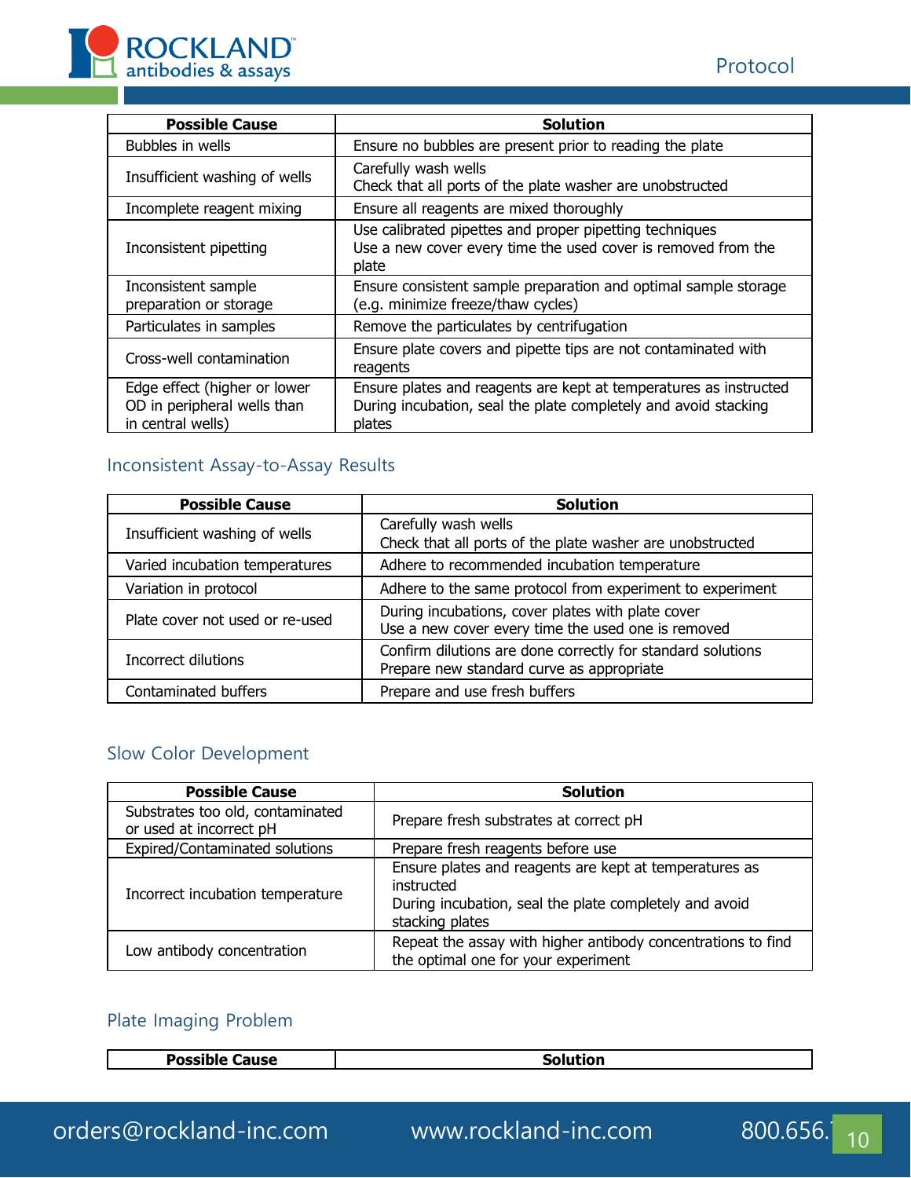| Possible Cause | Solution |
|---|---|
| Bubbles in wells | Ensure no bubbles are present prior to reading the plate |
| Insufficient washing of wells | Carefully wash wells<br>Check that all ports of the plate washer are unobstructed |
| Incomplete reagent mixing | Ensure all reagents are mixed thoroughly |
| Inconsistent pipetting | Use calibrated pipettes and proper pipetting techniques<br>Use a new cover every time the used cover is removed from the plate |
| Inconsistent sample preparation or storage | Ensure consistent sample preparation and optimal sample storage (e.g. minimize freeze/thaw cycles) |
| Particulates in samples | Remove the particulates by centrifugation |
| Cross-well contamination | Ensure plate covers and pipette tips are not contaminated with reagents |
| Edge effect (higher or lower OD in peripheral wells than in central wells) | Ensure plates and reagents are kept at temperatures as instructed<br>During incubation, seal the plate completely and avoid stacking plates |

## Inconsistent Assay-to-Assay Results

| Possible Cause | Solution |
|---|---|
| Insufficient washing of wells | Carefully wash wells<br>Check that all ports of the plate washer are unobstructed |
| Varied incubation temperatures | Adhere to recommended incubation temperature |
| Variation in protocol | Adhere to the same protocol from experiment to experiment |
| Plate cover not used or re-used | During incubations, cover plates with plate cover<br>Use a new cover every time the used one is removed |
| Incorrect dilutions | Confirm dilutions are done correctly for standard solutions<br>Prepare new standard curve as appropriate |
| Contaminated buffers | Prepare and use fresh buffers |

## Slow Color Development

| Possible Cause | Solution |
|---|---|
| Substrates too old, contaminated or used at incorrect pH | Prepare fresh substrates at correct pH |
| Expired/Contaminated solutions | Prepare fresh reagents before use |
| Incorrect incubation temperature | Ensure plates and reagents are kept at temperatures as instructed<br>During incubation, seal the plate completely and avoid stacking plates |
| Low antibody concentration | Repeat the assay with higher antibody concentrations to find the optimal one for your experiment |

## Plate Imaging Problem

| Possible Cause | Solution |
|---|---|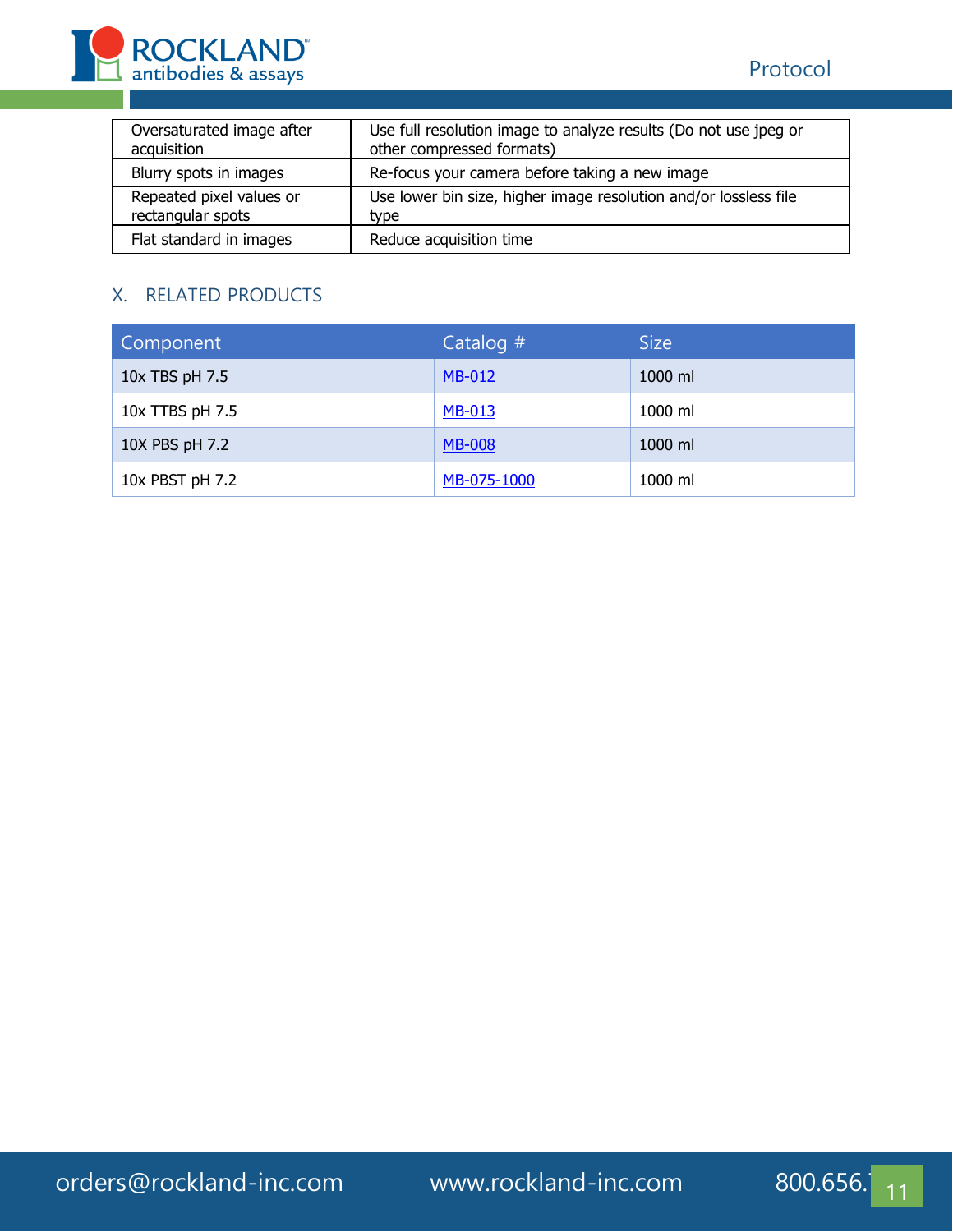| | |
|---|---|
| Oversaturated image after acquisition | Use full resolution image to analyze results (Do not use jpeg or other compressed formats) |
| Blurry spots in images | Re-focus your camera before taking a new image |
| Repeated pixel values or rectangular spots | Use lower bin size, higher image resolution and/or lossless file type |
| Flat standard in images | Reduce acquisition time |

## X. RELATED PRODUCTS

| Component | Catalog # | Size |
|---|---|---|
| 10x TBS pH 7.5 | MB-012 | 1000 ml |
| 10x TTBS pH 7.5 | MB-013 | 1000 ml |
| 10X PBS pH 7.2 | MB-008 | 1000 ml |
| 10x PBST pH 7.2 | MB-075-1000 | 1000 ml |